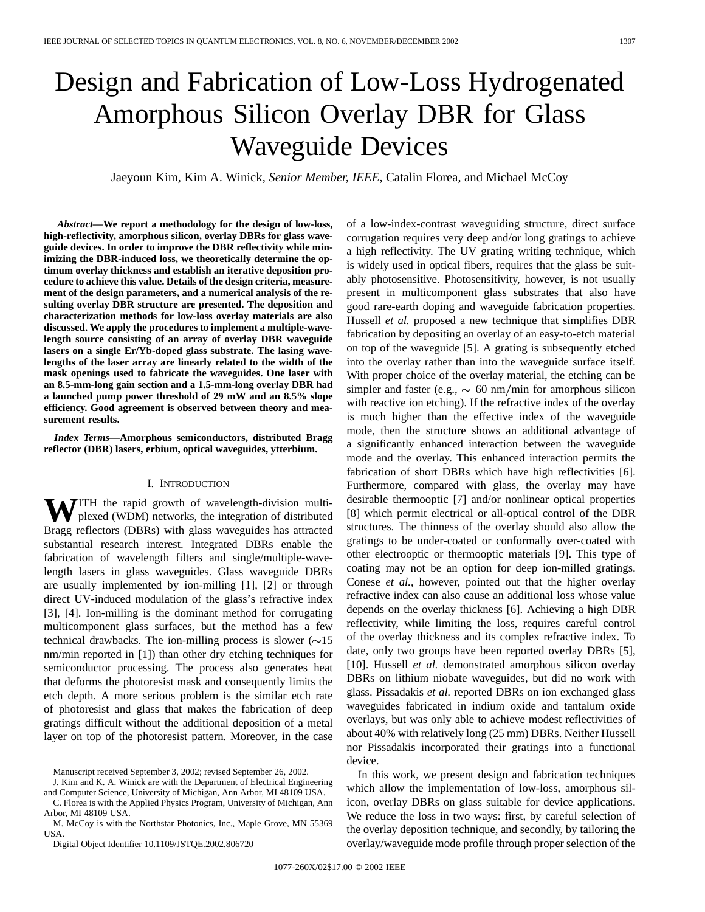# Design and Fabrication of Low-Loss Hydrogenated Amorphous Silicon Overlay DBR for Glass Waveguide Devices

Jaeyoun Kim, Kim A. Winick, *Senior Member, IEEE*, Catalin Florea, and Michael McCoy

***Abstract*—We report a methodology for the design of low-loss, high-reflectivity, amorphous silicon, overlay DBRs for glass waveguide devices. In order to improve the DBR reflectivity while minimizing the DBR-induced loss, we theoretically determine the optimum overlay thickness and establish an iterative deposition procedure to achieve this value. Details of the design criteria, measurement of the design parameters, and a numerical analysis of the resulting overlay DBR structure are presented. The deposition and characterization methods for low-loss overlay materials are also discussed. We apply the procedures to implement a multiple-wavelength source consisting of an array of overlay DBR waveguide lasers on a single Er/Yb-doped glass substrate. The lasing wavelengths of the laser array are linearly related to the width of the mask openings used to fabricate the waveguides. One laser with an 8.5-mm-long gain section and a 1.5-mm-long overlay DBR had a launched pump power threshold of 29 mW and an 8.5% slope efficiency. Good agreement is observed between theory and measurement results.**

***Index Terms*—Amorphous semiconductors, distributed Bragg reflector (DBR) lasers, erbium, optical waveguides, ytterbium.**

## I. Introduction

WITH the rapid growth of wavelength-division multiplexed (WDM) networks, the integration of distributed Bragg reflectors (DBRs) with glass waveguides has attracted substantial research interest. Integrated DBRs enable the fabrication of wavelength filters and single/multiple-wavelength lasers in glass waveguides. Glass waveguide DBRs are usually implemented by ion-milling [1], [2] or through direct UV-induced modulation of the glass's refractive index [3], [4]. Ion-milling is the dominant method for corrugating multicomponent glass surfaces, but the method has a few technical drawbacks. The ion-milling process is slower (~15 nm/min reported in [1]) than other dry etching techniques for semiconductor processing. The process also generates heat that deforms the photoresist mask and consequently limits the etch depth. A more serious problem is the similar etch rate of photoresist and glass that makes the fabrication of deep gratings difficult without the additional deposition of a metal layer on top of the photoresist pattern. Moreover, in the case of a low-index-contrast waveguiding structure, direct surface corrugation requires very deep and/or long gratings to achieve a high reflectivity. The UV grating writing technique, which is widely used in optical fibers, requires that the glass be suitably photosensitive. Photosensitivity, however, is not usually present in multicomponent glass substrates that also have good rare-earth doping and waveguide fabrication properties. Hussell *et al.* proposed a new technique that simplifies DBR fabrication by depositing an overlay of an easy-to-etch material on top of the waveguide [5]. A grating is subsequently etched into the overlay rather than into the waveguide surface itself. With proper choice of the overlay material, the etching can be simpler and faster (e.g., $\sim$ 60 nm/min for amorphous silicon with reactive ion etching). If the refractive index of the overlay is much higher than the effective index of the waveguide mode, then the structure shows an additional advantage of a significantly enhanced interaction between the waveguide mode and the overlay. This enhanced interaction permits the fabrication of short DBRs which have high reflectivities [6]. Furthermore, compared with glass, the overlay may have desirable thermooptic [7] and/or nonlinear optical properties [8] which permit electrical or all-optical control of the DBR structures. The thinness of the overlay should also allow the gratings to be under-coated or conformally over-coated with other electrooptic or thermooptic materials [9]. This type of coating may not be an option for deep ion-milled gratings. Conese *et al.*, however, pointed out that the higher overlay refractive index can also cause an additional loss whose value depends on the overlay thickness [6]. Achieving a high DBR reflectivity, while limiting the loss, requires careful control of the overlay thickness and its complex refractive index. To date, only two groups have been reported overlay DBRs [5], [10]. Hussell *et al.* demonstrated amorphous silicon overlay DBRs on lithium niobate waveguides, but did no work with glass. Pissadakis *et al.* reported DBRs on ion exchanged glass waveguides fabricated in indium oxide and tantalum oxide overlays, but was only able to achieve modest reflectivities of about 40% with relatively long (25 mm) DBRs. Neither Hussell nor Pissadakis incorporated their gratings into a functional device.

In this work, we present design and fabrication techniques which allow the implementation of low-loss, amorphous silicon, overlay DBRs on glass suitable for device applications. We reduce the loss in two ways: first, by careful selection of the overlay deposition technique, and secondly, by tailoring the overlay/waveguide mode profile through proper selection of the

Manuscript received September 3, 2002; revised September 26, 2002.

J. Kim and K. A. Winick are with the Department of Electrical Engineering and Computer Science, University of Michigan, Ann Arbor, MI 48109 USA.

C. Florea is with the Applied Physics Program, University of Michigan, Ann Arbor, MI 48109 USA.

M. McCoy is with the Northstar Photonics, Inc., Maple Grove, MN 55369 USA.

Digital Object Identifier 10.1109/JSTQE.2002.806720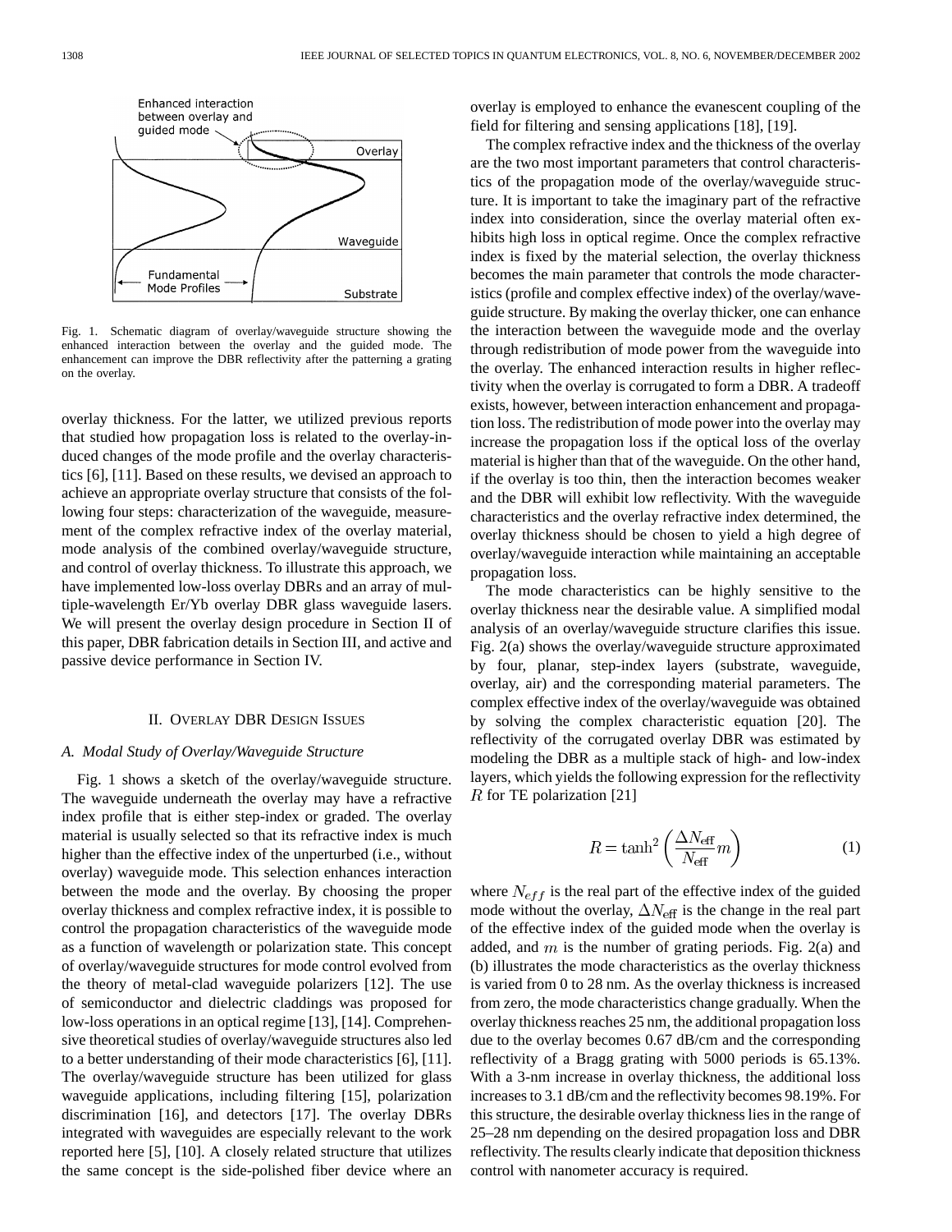Enhanced interaction between overlay and guided mode

Overlay

Waveguide

Fundamental Mode Profiles

Substrate

Fig. 1. Schematic diagram of overlay/waveguide structure showing the enhanced interaction between the overlay and the guided mode. The enhancement can improve the DBR reflectivity after the patterning a grating on the overlay.

overlay thickness. For the latter, we utilized previous reports that studied how propagation loss is related to the overlay-induced changes of the mode profile and the overlay characteristics [6], [11]. Based on these results, we devised an approach to achieve an appropriate overlay structure that consists of the following four steps: characterization of the waveguide, measurement of the complex refractive index of the overlay material, mode analysis of the combined overlay/waveguide structure, and control of overlay thickness. To illustrate this approach, we have implemented low-loss overlay DBRs and an array of multiple-wavelength Er/Yb overlay DBR glass waveguide lasers. We will present the overlay design procedure in Section II of this paper, DBR fabrication details in Section III, and active and passive device performance in Section IV.

## II. Overlay DBR Design Issues

### A. Modal Study of Overlay/Waveguide Structure

Fig. 1 shows a sketch of the overlay/waveguide structure. The waveguide underneath the overlay may have a refractive index profile that is either step-index or graded. The overlay material is usually selected so that its refractive index is much higher than the effective index of the unperturbed (i.e., without overlay) waveguide mode. This selection enhances interaction between the mode and the overlay. By choosing the proper overlay thickness and complex refractive index, it is possible to control the propagation characteristics of the waveguide mode as a function of wavelength or polarization state. This concept of overlay/waveguide structures for mode control evolved from the theory of metal-clad waveguide polarizers [12]. The use of semiconductor and dielectric claddings was proposed for low-loss operations in an optical regime [13], [14]. Comprehensive theoretical studies of overlay/waveguide structures also led to a better understanding of their mode characteristics [6], [11]. The overlay/waveguide structure has been utilized for glass waveguide applications, including filtering [15], polarization discrimination [16], and detectors [17]. The overlay DBRs integrated with waveguides are especially relevant to the work reported here [5], [10]. A closely related structure that utilizes the same concept is the side-polished fiber device where an overlay is employed to enhance the evanescent coupling of the field for filtering and sensing applications [18], [19].

The complex refractive index and the thickness of the overlay are the two most important parameters that control characteristics of the propagation mode of the overlay/waveguide structure. It is important to take the imaginary part of the refractive index into consideration, since the overlay material often exhibits high loss in optical regime. Once the complex refractive index is fixed by the material selection, the overlay thickness becomes the main parameter that controls the mode characteristics (profile and complex effective index) of the overlay/waveguide structure. By making the overlay thicker, one can enhance the interaction between the waveguide mode and the overlay through redistribution of mode power from the waveguide into the overlay. The enhanced interaction results in higher reflectivity when the overlay is corrugated to form a DBR. A tradeoff exists, however, between interaction enhancement and propagation loss. The redistribution of mode power into the overlay may increase the propagation loss if the optical loss of the overlay material is higher than that of the waveguide. On the other hand, if the overlay is too thin, then the interaction becomes weaker and the DBR will exhibit low reflectivity. With the waveguide characteristics and the overlay refractive index determined, the overlay thickness should be chosen to yield a high degree of overlay/waveguide interaction while maintaining an acceptable propagation loss.

The mode characteristics can be highly sensitive to the overlay thickness near the desirable value. A simplified modal analysis of an overlay/waveguide structure clarifies this issue. Fig. 2(a) shows the overlay/waveguide structure approximated by four, planar, step-index layers (substrate, waveguide, overlay, air) and the corresponding material parameters. The complex effective index of the overlay/waveguide was obtained by solving the complex characteristic equation [20]. The reflectivity of the corrugated overlay DBR was estimated by modeling the DBR as a multiple stack of high- and low-index layers, which yields the following expression for the reflectivity $R$ for TE polarization [21]

$$R = \tanh^2\left(\frac{\Delta N_{\text{eff}}}{N_{\text{eff}}} m\right) \tag{1}$$

where $N_{eff}$ is the real part of the effective index of the guided mode without the overlay, $\Delta N_{\text{eff}}$ is the change in the real part of the effective index of the guided mode when the overlay is added, and $m$ is the number of grating periods. Fig. 2(a) and (b) illustrates the mode characteristics as the overlay thickness is varied from 0 to 28 nm. As the overlay thickness is increased from zero, the mode characteristics change gradually. When the overlay thickness reaches 25 nm, the additional propagation loss due to the overlay becomes 0.67 dB/cm and the corresponding reflectivity of a Bragg grating with 5000 periods is 65.13%. With a 3-nm increase in overlay thickness, the additional loss increases to 3.1 dB/cm and the reflectivity becomes 98.19%. For this structure, the desirable overlay thickness lies in the range of 25–28 nm depending on the desired propagation loss and DBR reflectivity. The results clearly indicate that deposition thickness control with nanometer accuracy is required.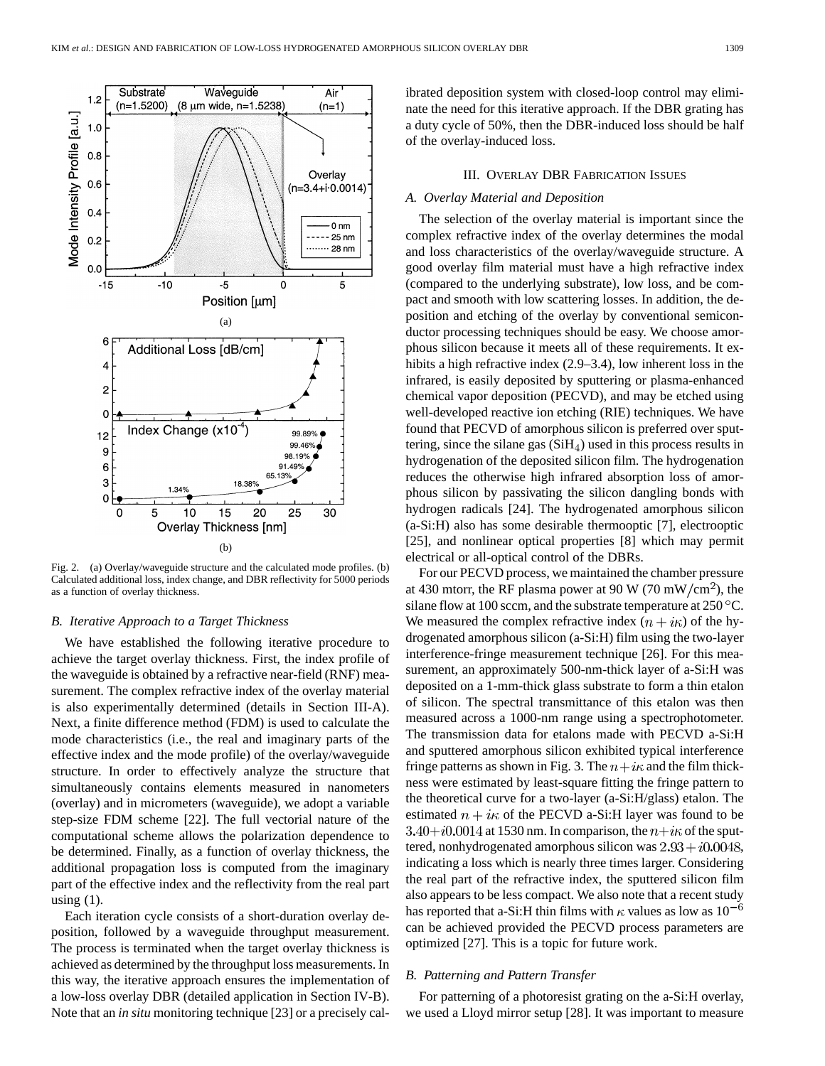Substrate (n=1.5200)

Waveguide (8 μm wide, n=1.5238)

Air (n=1)

Overlay ($n=3.4+i\cdot0.0014$)

Mode Intensity Profile [a.u.]

Position [μm]

0 nm

25 nm

28 nm

(a)

Additional Loss [dB/cm]

Index Change ($\times10^{-4}$)

99.89%

99.46%

98.19%

91.49%

65.13%

18.38%

1.34%

Overlay Thickness [nm]

(b)

Fig. 2. (a) Overlay/waveguide structure and the calculated mode profiles. (b) Calculated additional loss, index change, and DBR reflectivity for 5000 periods as a function of overlay thickness.

### B. Iterative Approach to a Target Thickness

We have established the following iterative procedure to achieve the target overlay thickness. First, the index profile of the waveguide is obtained by a refractive near-field (RNF) measurement. The complex refractive index of the overlay material is also experimentally determined (details in Section III-A). Next, a finite difference method (FDM) is used to calculate the mode characteristics (i.e., the real and imaginary parts of the effective index and the mode profile) of the overlay/waveguide structure. In order to effectively analyze the structure that simultaneously contains elements measured in nanometers (overlay) and in micrometers (waveguide), we adopt a variable step-size FDM scheme [22]. The full vectorial nature of the computational scheme allows the polarization dependence to be determined. Finally, as a function of overlay thickness, the additional propagation loss is computed from the imaginary part of the effective index and the reflectivity from the real part using (1).

Each iteration cycle consists of a short-duration overlay deposition, followed by a waveguide throughput measurement. The process is terminated when the target overlay thickness is achieved as determined by the throughput loss measurements. In this way, the iterative approach ensures the implementation of a low-loss overlay DBR (detailed application in Section IV-B). Note that an *in situ* monitoring technique [23] or a precisely calibrated deposition system with closed-loop control may eliminate the need for this iterative approach. If the DBR grating has a duty cycle of 50%, then the DBR-induced loss should be half of the overlay-induced loss.

## III. Overlay DBR Fabrication Issues

### A. Overlay Material and Deposition

The selection of the overlay material is important since the complex refractive index of the overlay determines the modal and loss characteristics of the overlay/waveguide structure. A good overlay film material must have a high refractive index (compared to the underlying substrate), low loss, and be compact and smooth with low scattering losses. In addition, the deposition and etching of the overlay by conventional semiconductor processing techniques should be easy. We choose amorphous silicon because it meets all of these requirements. It exhibits a high refractive index (2.9–3.4), low inherent loss in the infrared, is easily deposited by sputtering or plasma-enhanced chemical vapor deposition (PECVD), and may be etched using well-developed reactive ion etching (RIE) techniques. We have found that PECVD of amorphous silicon is preferred over sputtering, since the silane gas ($SiH_4$) used in this process results in hydrogenation of the deposited silicon film. The hydrogenation reduces the otherwise high infrared absorption loss of amorphous silicon by passivating the silicon dangling bonds with hydrogen radicals [24]. The hydrogenated amorphous silicon (a-Si:H) also has some desirable thermooptic [7], electrooptic [25], and nonlinear optical properties [8] which may permit electrical or all-optical control of the DBRs.

For our PECVD process, we maintained the chamber pressure at 430 mtorr, the RF plasma power at 90 W (70 $mW/cm^2$), the silane flow at 100 sccm, and the substrate temperature at 250 °C. We measured the complex refractive index ($n+i\kappa$) of the hydrogenated amorphous silicon (a-Si:H) film using the two-layer interference-fringe measurement technique [26]. For this measurement, an approximately 500-nm-thick layer of a-Si:H was deposited on a 1-mm-thick glass substrate to form a thin etalon of silicon. The spectral transmittance of this etalon was then measured across a 1000-nm range using a spectrophotometer. The transmission data for etalons made with PECVD a-Si:H and sputtered amorphous silicon exhibited typical interference fringe patterns as shown in Fig. 3. The $n+i\kappa$ and the film thickness were estimated by least-square fitting the fringe pattern to the theoretical curve for a two-layer (a-Si:H/glass) etalon. The estimated $n+i\kappa$ of the PECVD a-Si:H layer was found to be $3.40+i0.0014$ at 1530 nm. In comparison, the $n+i\kappa$ of the sputtered, nonhydrogenated amorphous silicon was $2.93+i0.0048$, indicating a loss which is nearly three times larger. Considering the real part of the refractive index, the sputtered silicon film also appears to be less compact. We also note that a recent study has reported that a-Si:H thin films with $\kappa$ values as low as $10^{-6}$ can be achieved provided the PECVD process parameters are optimized [27]. This is a topic for future work.

### B. Patterning and Pattern Transfer

For patterning of a photoresist grating on the a-Si:H overlay, we used a Lloyd mirror setup [28]. It was important to measure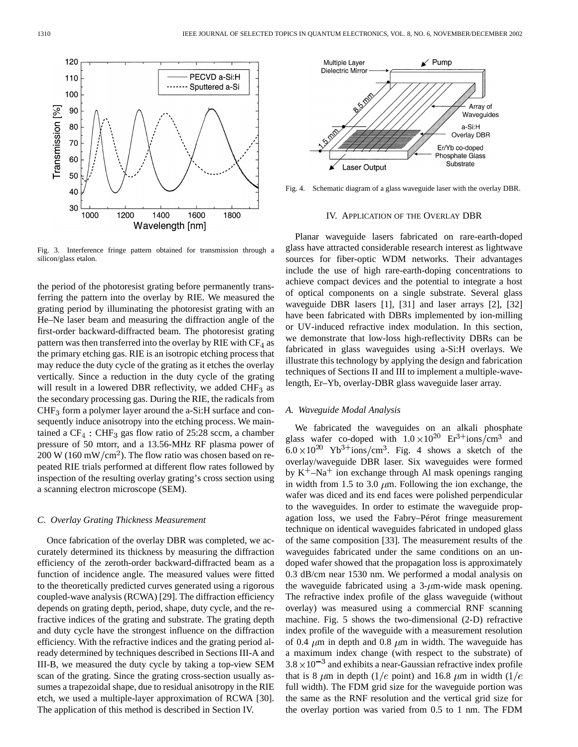Fig. 3. Interference fringe pattern obtained for transmission through a silicon/glass etalon.

the period of the photoresist grating before permanently transferring the pattern into the overlay by RIE. We measured the grating period by illuminating the photoresist grating with an He–Ne laser beam and measuring the diffraction angle of the first-order backward-diffracted beam. The photoresist grating pattern was then transferred into the overlay by RIE with $CF_4$ as the primary etching gas. RIE is an isotropic etching process that may reduce the duty cycle of the grating as it etches the overlay vertically. Since a reduction in the duty cycle of the grating will result in a lowered DBR reflectivity, we added $CHF_3$ as the secondary processing gas. During the RIE, the radicals from $CHF_3$ form a polymer layer around the a-Si:H surface and consequently induce anisotropy into the etching process. We maintained a $CF_4 : CHF_3$ gas flow ratio of 25:28 sccm, a chamber pressure of 50 mtorr, and a 13.56-MHz RF plasma power of 200 W (160 $mW/cm^2$). The flow ratio was chosen based on repeated RIE trials performed at different flow rates followed by inspection of the resulting overlay grating's cross section using a scanning electron microscope (SEM).

### C. Overlay Grating Thickness Measurement

Once fabrication of the overlay DBR was completed, we accurately determined its thickness by measuring the diffraction efficiency of the zeroth-order backward-diffracted beam as a function of incidence angle. The measured values were fitted to the theoretically predicted curves generated using a rigorous coupled-wave analysis (RCWA) [29]. The diffraction efficiency depends on grating depth, period, shape, duty cycle, and the refractive indices of the grating and substrate. The grating depth and duty cycle have the strongest influence on the diffraction efficiency. With the refractive indices and the grating period already determined by techniques described in Sections III-A and III-B, we measured the duty cycle by taking a top-view SEM scan of the grating. Since the grating cross-section usually assumes a trapezoidal shape, due to residual anisotropy in the RIE etch, we used a multiple-layer approximation of RCWA [30]. The application of this method is described in Section IV.

Fig. 4. Schematic diagram of a glass waveguide laser with the overlay DBR.

## IV. Application of the Overlay DBR

Planar waveguide lasers fabricated on rare-earth-doped glass have attracted considerable research interest as lightwave sources for fiber-optic WDM networks. Their advantages include the use of high rare-earth-doping concentrations to achieve compact devices and the potential to integrate a host of optical components on a single substrate. Several glass waveguide DBR lasers [1], [31] and laser arrays [2], [32] have been fabricated with DBRs implemented by ion-milling or UV-induced refractive index modulation. In this section, we demonstrate that low-loss high-reflectivity DBRs can be fabricated in glass waveguides using a-Si:H overlays. We illustrate this technology by applying the design and fabrication techniques of Sections II and III to implement a multiple-wavelength, Er–Yb, overlay-DBR glass waveguide laser array.

### A. Waveguide Modal Analysis

We fabricated the waveguides on an alkali phosphate glass wafer co-doped with $1.0 \times 10^{20}$ $Er^{3+}ions/cm^3$ and $6.0 \times 10^{20}$ $Yb^{3+}ions/cm^3$. Fig. 4 shows a sketch of the overlay/waveguide DBR laser. Six waveguides were formed by $K^+$–$Na^+$ ion exchange through Al mask openings ranging in width from 1.5 to 3.0 $\mu$m. Following the ion exchange, the wafer was diced and its end faces were polished perpendicular to the waveguides. In order to estimate the waveguide propagation loss, we used the Fabry–Pérot fringe measurement technique on identical waveguides fabricated in undoped glass of the same composition [33]. The measurement results of the waveguides fabricated under the same conditions on an undoped wafer showed that the propagation loss is approximately 0.3 dB/cm near 1530 nm. We performed a modal analysis on the waveguide fabricated using a 3-$\mu$m-wide mask opening. The refractive index profile of the glass waveguide (without overlay) was measured using a commercial RNF scanning machine. Fig. 5 shows the two-dimensional (2-D) refractive index profile of the waveguide with a measurement resolution of 0.4 $\mu$m in depth and 0.8 $\mu$m in width. The waveguide has a maximum index change (with respect to the substrate) of $3.8 \times 10^{-3}$ and exhibits a near-Gaussian refractive index profile that is 8 $\mu$m in depth ($1/e$ point) and 16.8 $\mu$m in width ($1/e$ full width). The FDM grid size for the waveguide portion was the same as the RNF resolution and the vertical grid size for the overlay portion was varied from 0.5 to 1 nm. The FDM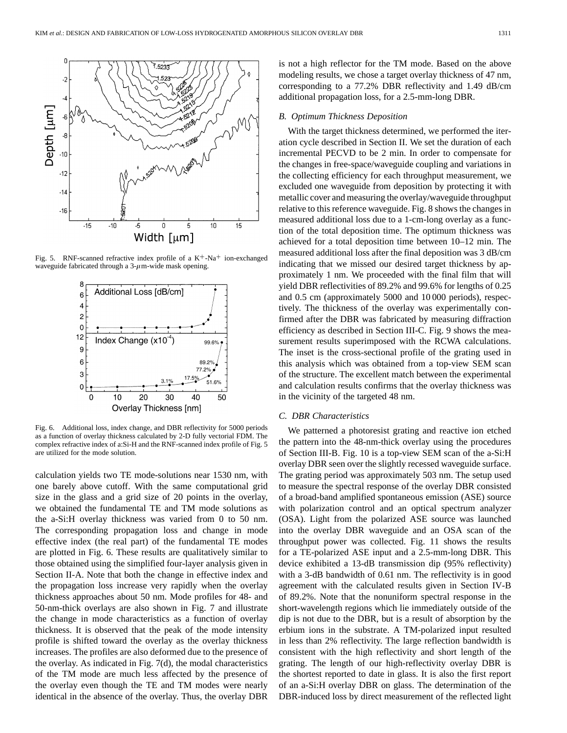Fig. 5. RNF-scanned refractive index profile of a $K^{+}$-$Na^{+}$ ion-exchanged waveguide fabricated through a 3-$\mu$m-wide mask opening.

Fig. 6. Additional loss, index change, and DBR reflectivity for 5000 periods as a function of overlay thickness calculated by 2-D fully vectorial FDM. The complex refractive index of a:Si-H and the RNF-scanned index profile of Fig. 5 are utilized for the mode solution.

calculation yields two TE mode-solutions near 1530 nm, with one barely above cutoff. With the same computational grid size in the glass and a grid size of 20 points in the overlay, we obtained the fundamental TE and TM mode solutions as the a-Si:H overlay thickness was varied from 0 to 50 nm. The corresponding propagation loss and change in mode effective index (the real part) of the fundamental TE modes are plotted in Fig. 6. These results are qualitatively similar to those obtained using the simplified four-layer analysis given in Section II-A. Note that both the change in effective index and the propagation loss increase very rapidly when the overlay thickness approaches about 50 nm. Mode profiles for 48- and 50-nm-thick overlays are also shown in Fig. 7 and illustrate the change in mode characteristics as a function of overlay thickness. It is observed that the peak of the mode intensity profile is shifted toward the overlay as the overlay thickness increases. The profiles are also deformed due to the presence of the overlay. As indicated in Fig. 7(d), the modal characteristics of the TM mode are much less affected by the presence of the overlay even though the TE and TM modes were nearly identical in the absence of the overlay. Thus, the overlay DBR is not a high reflector for the TM mode. Based on the above modeling results, we chose a target overlay thickness of 47 nm, corresponding to a 77.2% DBR reflectivity and 1.49 dB/cm additional propagation loss, for a 2.5-mm-long DBR.

### *B. Optimum Thickness Deposition*

With the target thickness determined, we performed the iteration cycle described in Section II. We set the duration of each incremental PECVD to be 2 min. In order to compensate for the changes in free-space/waveguide coupling and variations in the collecting efficiency for each throughput measurement, we excluded one waveguide from deposition by protecting it with metallic cover and measuring the overlay/waveguide throughput relative to this reference waveguide. Fig. 8 shows the changes in measured additional loss due to a 1-cm-long overlay as a function of the total deposition time. The optimum thickness was achieved for a total deposition time between 10–12 min. The measured additional loss after the final deposition was 3 dB/cm indicating that we missed our desired target thickness by approximately 1 nm. We proceeded with the final film that will yield DBR reflectivities of 89.2% and 99.6% for lengths of 0.25 and 0.5 cm (approximately 5000 and 10 000 periods), respectively. The thickness of the overlay was experimentally confirmed after the DBR was fabricated by measuring diffraction efficiency as described in Section III-C. Fig. 9 shows the measurement results superimposed with the RCWA calculations. The inset is the cross-sectional profile of the grating used in this analysis which was obtained from a top-view SEM scan of the structure. The excellent match between the experimental and calculation results confirms that the overlay thickness was in the vicinity of the targeted 48 nm.

### *C. DBR Characteristics*

We patterned a photoresist grating and reactive ion etched the pattern into the 48-nm-thick overlay using the procedures of Section III-B. Fig. 10 is a top-view SEM scan of the a-Si:H overlay DBR seen over the slightly recessed waveguide surface. The grating period was approximately 503 nm. The setup used to measure the spectral response of the overlay DBR consisted of a broad-band amplified spontaneous emission (ASE) source with polarization control and an optical spectrum analyzer (OSA). Light from the polarized ASE source was launched into the overlay DBR waveguide and an OSA scan of the throughput power was collected. Fig. 11 shows the results for a TE-polarized ASE input and a 2.5-mm-long DBR. This device exhibited a 13-dB transmission dip (95% reflectivity) with a 3-dB bandwidth of 0.61 nm. The reflectivity is in good agreement with the calculated results given in Section IV-B of 89.2%. Note that the nonuniform spectral response in the short-wavelength regions which lie immediately outside of the dip is not due to the DBR, but is a result of absorption by the erbium ions in the substrate. A TM-polarized input resulted in less than 2% reflectivity. The large reflection bandwidth is consistent with the high reflectivity and short length of the grating. The length of our high-reflectivity overlay DBR is the shortest reported to date in glass. It is also the first report of an a-Si:H overlay DBR on glass. The determination of the DBR-induced loss by direct measurement of the reflected light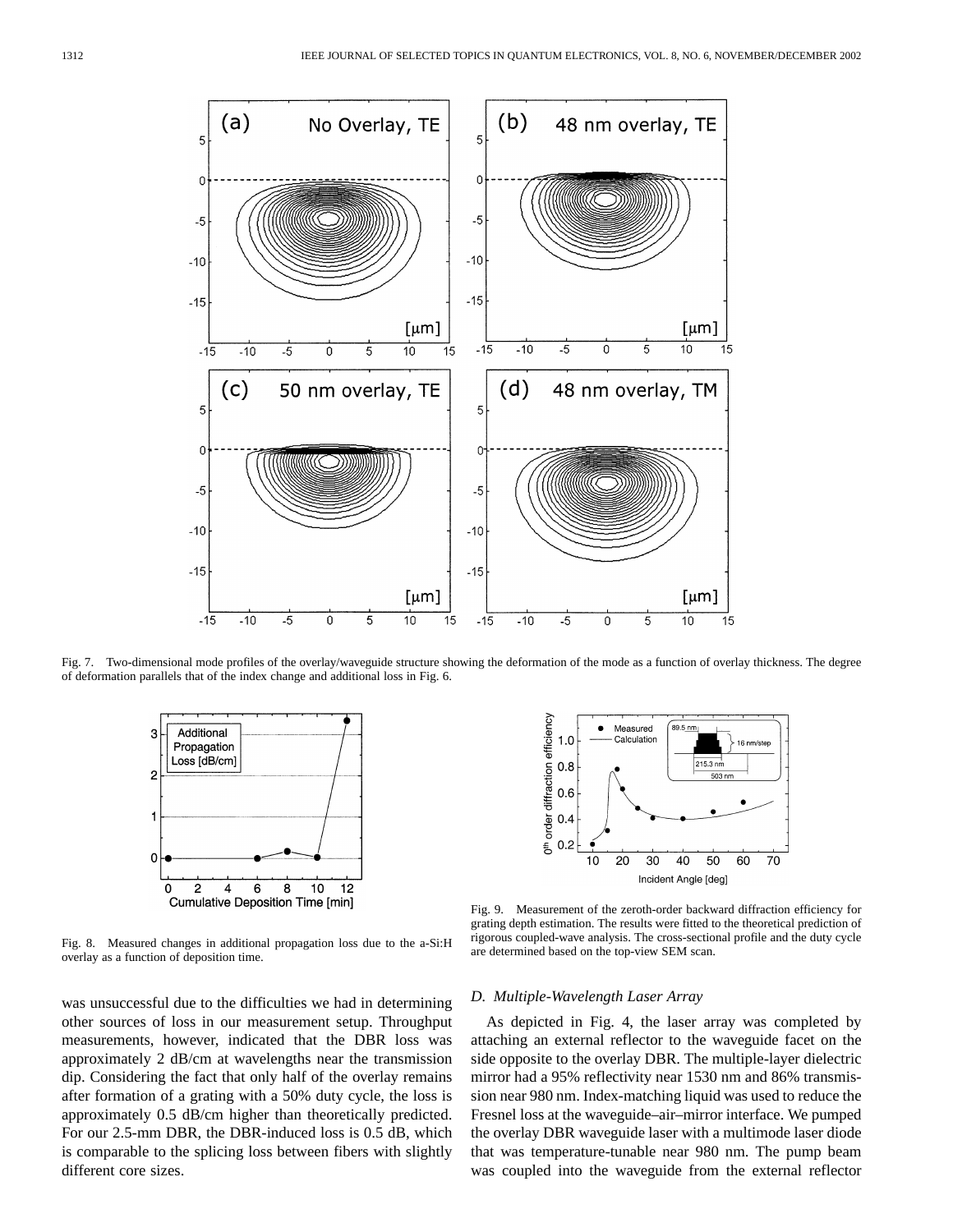Fig. 7. Two-dimensional mode profiles of the overlay/waveguide structure showing the deformation of the mode as a function of overlay thickness. The degree of deformation parallels that of the index change and additional loss in Fig. 6.

Fig. 8. Measured changes in additional propagation loss due to the a-Si:H overlay as a function of deposition time.

Fig. 9. Measurement of the zeroth-order backward diffraction efficiency for grating depth estimation. The results were fitted to the theoretical prediction of rigorous coupled-wave analysis. The cross-sectional profile and the duty cycle are determined based on the top-view SEM scan.

was unsuccessful due to the difficulties we had in determining other sources of loss in our measurement setup. Throughput measurements, however, indicated that the DBR loss was approximately 2 dB/cm at wavelengths near the transmission dip. Considering the fact that only half of the overlay remains after formation of a grating with a 50% duty cycle, the loss is approximately 0.5 dB/cm higher than theoretically predicted. For our 2.5-mm DBR, the DBR-induced loss is 0.5 dB, which is comparable to the splicing loss between fibers with slightly different core sizes.

### *D. Multiple-Wavelength Laser Array*

As depicted in Fig. 4, the laser array was completed by attaching an external reflector to the waveguide facet on the side opposite to the overlay DBR. The multiple-layer dielectric mirror had a 95% reflectivity near 1530 nm and 86% transmission near 980 nm. Index-matching liquid was used to reduce the Fresnel loss at the waveguide–air–mirror interface. We pumped the overlay DBR waveguide laser with a multimode laser diode that was temperature-tunable near 980 nm. The pump beam was coupled into the waveguide from the external reflector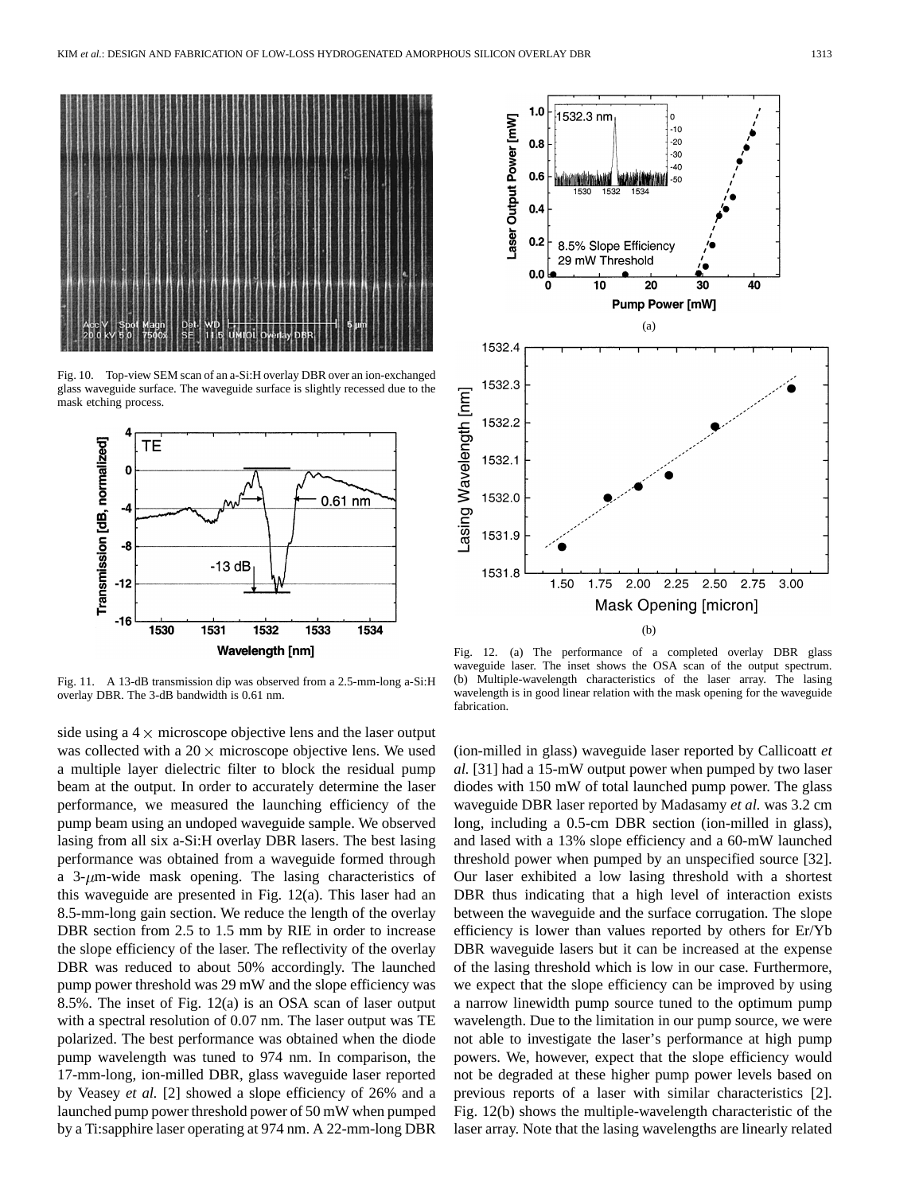Fig. 10. Top-view SEM scan of an a-Si:H overlay DBR over an ion-exchanged glass waveguide surface. The waveguide surface is slightly recessed due to the mask etching process.

Fig. 11. A 13-dB transmission dip was observed from a 2.5-mm-long a-Si:H overlay DBR. The 3-dB bandwidth is 0.61 nm.

Fig. 12. (a) The performance of a completed overlay DBR glass waveguide laser. The inset shows the OSA scan of the output spectrum. (b) Multiple-wavelength characteristics of the laser array. The lasing wavelength is in good linear relation with the mask opening for the waveguide fabrication.

side using a 4 × microscope objective lens and the laser output was collected with a 20 × microscope objective lens. We used a multiple layer dielectric filter to block the residual pump beam at the output. In order to accurately determine the laser performance, we measured the launching efficiency of the pump beam using an undoped waveguide sample. We observed lasing from all six a-Si:H overlay DBR lasers. The best lasing performance was obtained from a waveguide formed through a 3-$\mu$m-wide mask opening. The lasing characteristics of this waveguide are presented in Fig. 12(a). This laser had an 8.5-mm-long gain section. We reduce the length of the overlay DBR section from 2.5 to 1.5 mm by RIE in order to increase the slope efficiency of the laser. The reflectivity of the overlay DBR was reduced to about 50% accordingly. The launched pump power threshold was 29 mW and the slope efficiency was 8.5%. The inset of Fig. 12(a) is an OSA scan of laser output with a spectral resolution of 0.07 nm. The laser output was TE polarized. The best performance was obtained when the diode pump wavelength was tuned to 974 nm. In comparison, the 17-mm-long, ion-milled DBR, glass waveguide laser reported by Veasey *et al.* [2] showed a slope efficiency of 26% and a launched pump power threshold power of 50 mW when pumped by a Ti:sapphire laser operating at 974 nm. A 22-mm-long DBR (ion-milled in glass) waveguide laser reported by Callicoatt *et al.* [31] had a 15-mW output power when pumped by two laser diodes with 150 mW of total launched pump power. The glass waveguide DBR laser reported by Madasamy *et al.* was 3.2 cm long, including a 0.5-cm DBR section (ion-milled in glass), and lased with a 13% slope efficiency and a 60-mW launched threshold power when pumped by an unspecified source [32]. Our laser exhibited a low lasing threshold with a shortest DBR thus indicating that a high level of interaction exists between the waveguide and the surface corrugation. The slope efficiency is lower than values reported by others for Er/Yb DBR waveguide lasers but it can be increased at the expense of the lasing threshold which is low in our case. Furthermore, we expect that the slope efficiency can be improved by using a narrow linewidth pump source tuned to the optimum pump wavelength. Due to the limitation in our pump source, we were not able to investigate the laser's performance at high pump powers. We, however, expect that the slope efficiency would not be degraded at these higher pump power levels based on previous reports of a laser with similar characteristics [2]. Fig. 12(b) shows the multiple-wavelength characteristic of the laser array. Note that the lasing wavelengths are linearly related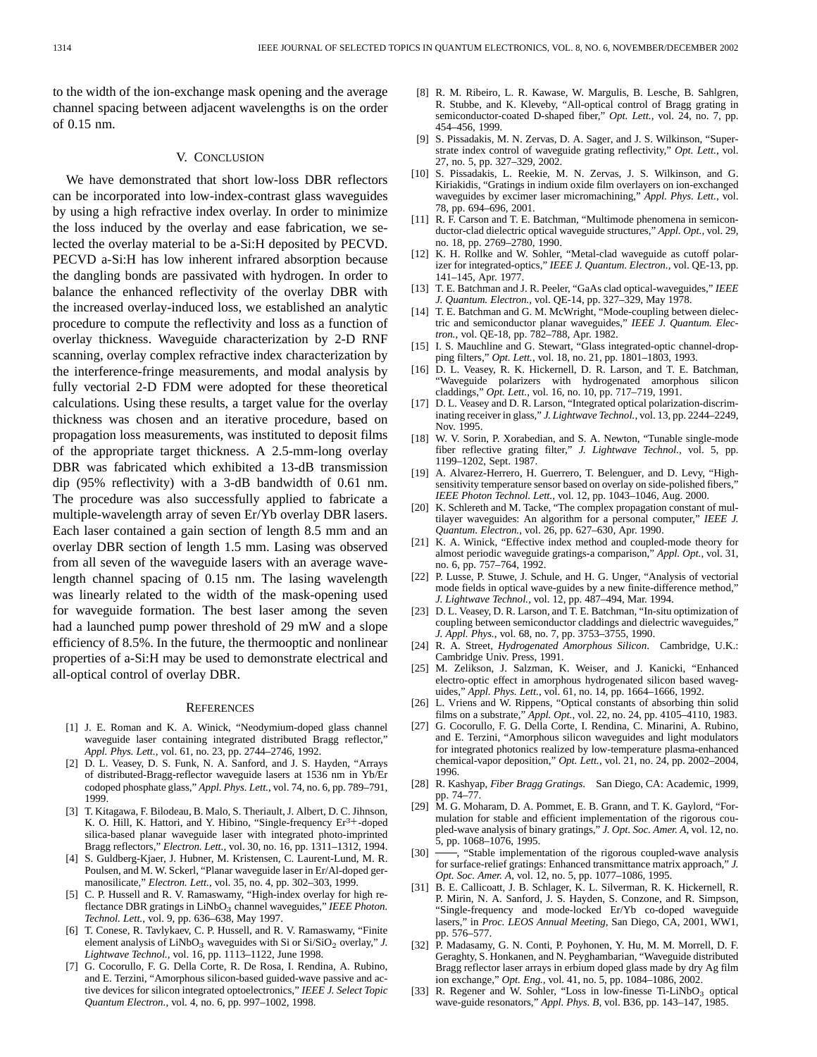to the width of the ion-exchange mask opening and the average channel spacing between adjacent wavelengths is on the order of 0.15 nm.

## V. Conclusion

We have demonstrated that short low-loss DBR reflectors can be incorporated into low-index-contrast glass waveguides by using a high refractive index overlay. In order to minimize the loss induced by the overlay and ease fabrication, we selected the overlay material to be a-Si:H deposited by PECVD. PECVD a-Si:H has low inherent infrared absorption because the dangling bonds are passivated with hydrogen. In order to balance the enhanced reflectivity of the overlay DBR with the increased overlay-induced loss, we established an analytic procedure to compute the reflectivity and loss as a function of overlay thickness. Waveguide characterization by 2-D RNF scanning, overlay complex refractive index characterization by the interference-fringe measurements, and modal analysis by fully vectorial 2-D FDM were adopted for these theoretical calculations. Using these results, a target value for the overlay thickness was chosen and an iterative procedure, based on propagation loss measurements, was instituted to deposit films of the appropriate target thickness. A 2.5-mm-long overlay DBR was fabricated which exhibited a 13-dB transmission dip (95% reflectivity) with a 3-dB bandwidth of 0.61 nm. The procedure was also successfully applied to fabricate a multiple-wavelength array of seven Er/Yb overlay DBR lasers. Each laser contained a gain section of length 8.5 mm and an overlay DBR section of length 1.5 mm. Lasing was observed from all seven of the waveguide lasers with an average wavelength channel spacing of 0.15 nm. The lasing wavelength was linearly related to the width of the mask-opening used for waveguide formation. The best laser among the seven had a launched pump power threshold of 29 mW and a slope efficiency of 8.5%. In the future, the thermooptic and nonlinear properties of a-Si:H may be used to demonstrate electrical and all-optical control of overlay DBR.

## References

[1] J. E. Roman and K. A. Winick, "Neodymium-doped glass channel waveguide laser containing integrated distributed Bragg reflector," *Appl. Phys. Lett.*, vol. 61, no. 23, pp. 2744–2746, 1992.

[2] D. L. Veasey, D. S. Funk, N. A. Sanford, and J. S. Hayden, "Arrays of distributed-Bragg-reflector waveguide lasers at 1536 nm in Yb/Er codoped phosphate glass," *Appl. Phys. Lett.*, vol. 74, no. 6, pp. 789–791, 1999.

[3] T. Kitagawa, F. Bilodeau, B. Malo, S. Theriault, J. Albert, D. C. Jihnson, K. O. Hill, K. Hattori, and Y. Hibino, "Single-frequency $Er^{3+}$-doped silica-based planar waveguide laser with integrated photo-imprinted Bragg reflectors," *Electron. Lett.*, vol. 30, no. 16, pp. 1311–1312, 1994.

[4] S. Guldberg-Kjaer, J. Hubner, M. Kristensen, C. Laurent-Lund, M. R. Poulsen, and M. W. Sckerl, "Planar waveguide laser in Er/Al-doped germanosilicate," *Electron. Lett.*, vol. 35, no. 4, pp. 302–303, 1999.

[5] C. P. Hussell and R. V. Ramaswamy, "High-index overlay for high reflectance DBR gratings in $LiNbO_3$ channel waveguides," *IEEE Photon. Technol. Lett.*, vol. 9, pp. 636–638, May 1997.

[6] T. Conese, R. Tavlykaev, C. P. Hussell, and R. V. Ramaswamy, "Finite element analysis of $LiNbO_3$ waveguides with Si or $Si/SiO_2$ overlay," *J. Lightwave Technol.*, vol. 16, pp. 1113–1122, June 1998.

[7] G. Cocorullo, F. G. Della Corte, R. De Rosa, I. Rendina, A. Rubino, and E. Terzini, "Amorphous silicon-based guided-wave passive and active devices for silicon integrated optoelectronics," *IEEE J. Select Topic Quantum Electron.*, vol. 4, no. 6, pp. 997–1002, 1998.

[8] R. M. Ribeiro, L. R. Kawase, W. Margulis, B. Lesche, B. Sahlgren, R. Stubbe, and K. Kleveby, "All-optical control of Bragg grating in semiconductor-coated D-shaped fiber," *Opt. Lett.*, vol. 24, no. 7, pp. 454–456, 1999.

[9] S. Pissadakis, M. N. Zervas, D. A. Sager, and J. S. Wilkinson, "Superstrate index control of waveguide grating reflectivity," *Opt. Lett.*, vol. 27, no. 5, pp. 327–329, 2002.

[10] S. Pissadakis, L. Reekie, M. N. Zervas, J. S. Wilkinson, and G. Kiriakidis, "Gratings in indium oxide film overlayers on ion-exchanged waveguides by excimer laser micromachining," *Appl. Phys. Lett.*, vol. 78, pp. 694–696, 2001.

[11] R. F. Carson and T. E. Batchman, "Multimode phenomena in semiconductor-clad dielectric optical waveguide structures," *Appl. Opt.*, vol. 29, no. 18, pp. 2769–2780, 1990.

[12] K. H. Rollke and W. Sohler, "Metal-clad waveguide as cutoff polarizer for integrated-optics," *IEEE J. Quantum. Electron.*, vol. QE-13, pp. 141–145, Apr. 1977.

[13] T. E. Batchman and J. R. Peeler, "GaAs clad optical-waveguides," *IEEE J. Quantum. Electron.*, vol. QE-14, pp. 327–329, May 1978.

[14] T. E. Batchman and G. M. McWright, "Mode-coupling between dielectric and semiconductor planar waveguides," *IEEE J. Quantum. Electron.*, vol. QE-18, pp. 782–788, Apr. 1982.

[15] I. S. Mauchline and G. Stewart, "Glass integrated-optic channel-dropping filters," *Opt. Lett.*, vol. 18, no. 21, pp. 1801–1803, 1993.

[16] D. L. Veasey, R. K. Hickernell, D. R. Larson, and T. E. Batchman, "Waveguide polarizers with hydrogenated amorphous silicon claddings," *Opt. Lett.*, vol. 16, no. 10, pp. 717–719, 1991.

[17] D. L. Veasey and D. R. Larson, "Integrated optical polarization-discriminating receiver in glass," *J. Lightwave Technol.*, vol. 13, pp. 2244–2249, Nov. 1995.

[18] W. V. Sorin, P. Xorabedian, and S. A. Newton, "Tunable single-mode fiber reflective grating filter," *J. Lightwave Technol.*, vol. 5, pp. 1199–1202, Sept. 1987.

[19] A. Alvarez-Herrero, H. Guerrero, T. Belenguer, and D. Levy, "High-sensitivity temperature sensor based on overlay on side-polished fibers," *IEEE Photon Technol. Lett.*, vol. 12, pp. 1043–1046, Aug. 2000.

[20] K. Schlereth and M. Tacke, "The complex propagation constant of multilayer waveguides: An algorithm for a personal computer," *IEEE J. Quantum. Electron.*, vol. 26, pp. 627–630, Apr. 1990.

[21] K. A. Winick, "Effective index method and coupled-mode theory for almost periodic waveguide gratings-a comparison," *Appl. Opt.*, vol. 31, no. 6, pp. 757–764, 1992.

[22] P. Lusse, P. Stuwe, J. Schule, and H. G. Unger, "Analysis of vectorial mode fields in optical wave-guides by a new finite-difference method," *J. Lightwave Technol.*, vol. 12, pp. 487–494, Mar. 1994.

[23] D. L. Veasey, D. R. Larson, and T. E. Batchman, "In-situ optimization of coupling between semiconductor claddings and dielectric waveguides," *J. Appl. Phys.*, vol. 68, no. 7, pp. 3753–3755, 1990.

[24] R. A. Street, *Hydrogenated Amorphous Silicon*. Cambridge, U.K.: Cambridge Univ. Press, 1991.

[25] M. Zelikson, J. Salzman, K. Weiser, and J. Kanicki, "Enhanced electro-optic effect in amorphous hydrogenated silicon based waveguides," *Appl. Phys. Lett.*, vol. 61, no. 14, pp. 1664–1666, 1992.

[26] L. Vriens and W. Rippens, "Optical constants of absorbing thin solid films on a substrate," *Appl. Opt.*, vol. 22, no. 24, pp. 4105–4110, 1983.

[27] G. Cocorullo, F. G. Della Corte, I. Rendina, C. Minarini, A. Rubino, and E. Terzini, "Amorphous silicon waveguides and light modulators for integrated photonics realized by low-temperature plasma-enhanced chemical-vapor deposition," *Opt. Lett.*, vol. 21, no. 24, pp. 2002–2004, 1996.

[28] R. Kashyap, *Fiber Bragg Gratings*. San Diego, CA: Academic, 1999, pp. 74–77.

[29] M. G. Moharam, D. A. Pommet, E. B. Grann, and T. K. Gaylord, "Formulation for stable and efficient implementation of the rigorous coupled-wave analysis of binary gratings," *J. Opt. Soc. Amer. A*, vol. 12, no. 5, pp. 1068–1076, 1995.

[30] ——, "Stable implementation of the rigorous coupled-wave analysis for surface-relief gratings: Enhanced transmittance matrix approach," *J. Opt. Soc. Amer. A*, vol. 12, no. 5, pp. 1077–1086, 1995.

[31] B. E. Callicoatt, J. B. Schlager, K. L. Silverman, R. K. Hickernell, R. P. Mirin, N. A. Sanford, J. S. Hayden, S. Conzone, and R. Simpson, "Single-frequency and mode-locked Er/Yb co-doped waveguide lasers," in *Proc. LEOS Annual Meeting*, San Diego, CA, 2001, WW1, pp. 576–577.

[32] P. Madasamy, G. N. Conti, P. Poyhonen, Y. Hu, M. M. Morrell, D. F. Geraghty, S. Honkanen, and N. Peyghambarian, "Waveguide distributed Bragg reflector laser arrays in erbium doped glass made by dry Ag film ion exchange," *Opt. Eng.*, vol. 41, no. 5, pp. 1084–1086, 2002.

[33] R. Regener and W. Sohler, "Loss in low-finesse Ti-$LiNbO_3$ optical wave-guide resonators," *Appl. Phys. B*, vol. B36, pp. 143–147, 1985.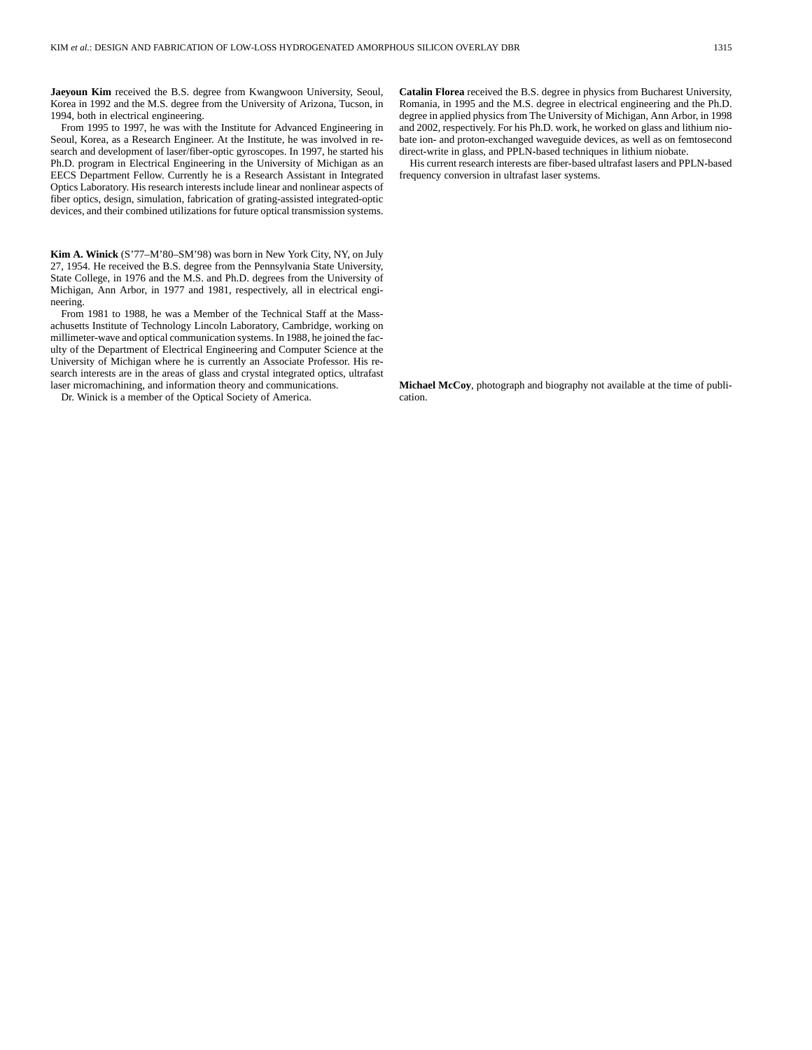**Jaeyoun Kim** received the B.S. degree from Kwangwoon University, Seoul, Korea in 1992 and the M.S. degree from the University of Arizona, Tucson, in 1994, both in electrical engineering.

From 1995 to 1997, he was with the Institute for Advanced Engineering in Seoul, Korea, as a Research Engineer. At the Institute, he was involved in research and development of laser/fiber-optic gyroscopes. In 1997, he started his Ph.D. program in Electrical Engineering in the University of Michigan as an EECS Department Fellow. Currently he is a Research Assistant in Integrated Optics Laboratory. His research interests include linear and nonlinear aspects of fiber optics, design, simulation, fabrication of grating-assisted integrated-optic devices, and their combined utilizations for future optical transmission systems.

**Kim A. Winick** (S'77–M'80–SM'98) was born in New York City, NY, on July 27, 1954. He received the B.S. degree from the Pennsylvania State University, State College, in 1976 and the M.S. and Ph.D. degrees from the University of Michigan, Ann Arbor, in 1977 and 1981, respectively, all in electrical engineering.

From 1981 to 1988, he was a Member of the Technical Staff at the Massachusetts Institute of Technology Lincoln Laboratory, Cambridge, working on millimeter-wave and optical communication systems. In 1988, he joined the faculty of the Department of Electrical Engineering and Computer Science at the University of Michigan where he is currently an Associate Professor. His research interests are in the areas of glass and crystal integrated optics, ultrafast laser micromachining, and information theory and communications.

Dr. Winick is a member of the Optical Society of America.

**Catalin Florea** received the B.S. degree in physics from Bucharest University, Romania, in 1995 and the M.S. degree in electrical engineering and the Ph.D. degree in applied physics from The University of Michigan, Ann Arbor, in 1998 and 2002, respectively. For his Ph.D. work, he worked on glass and lithium niobate ion- and proton-exchanged waveguide devices, as well as on femtosecond direct-write in glass, and PPLN-based techniques in lithium niobate.

His current research interests are fiber-based ultrafast lasers and PPLN-based frequency conversion in ultrafast laser systems.

**Michael McCoy**, photograph and biography not available at the time of publication.